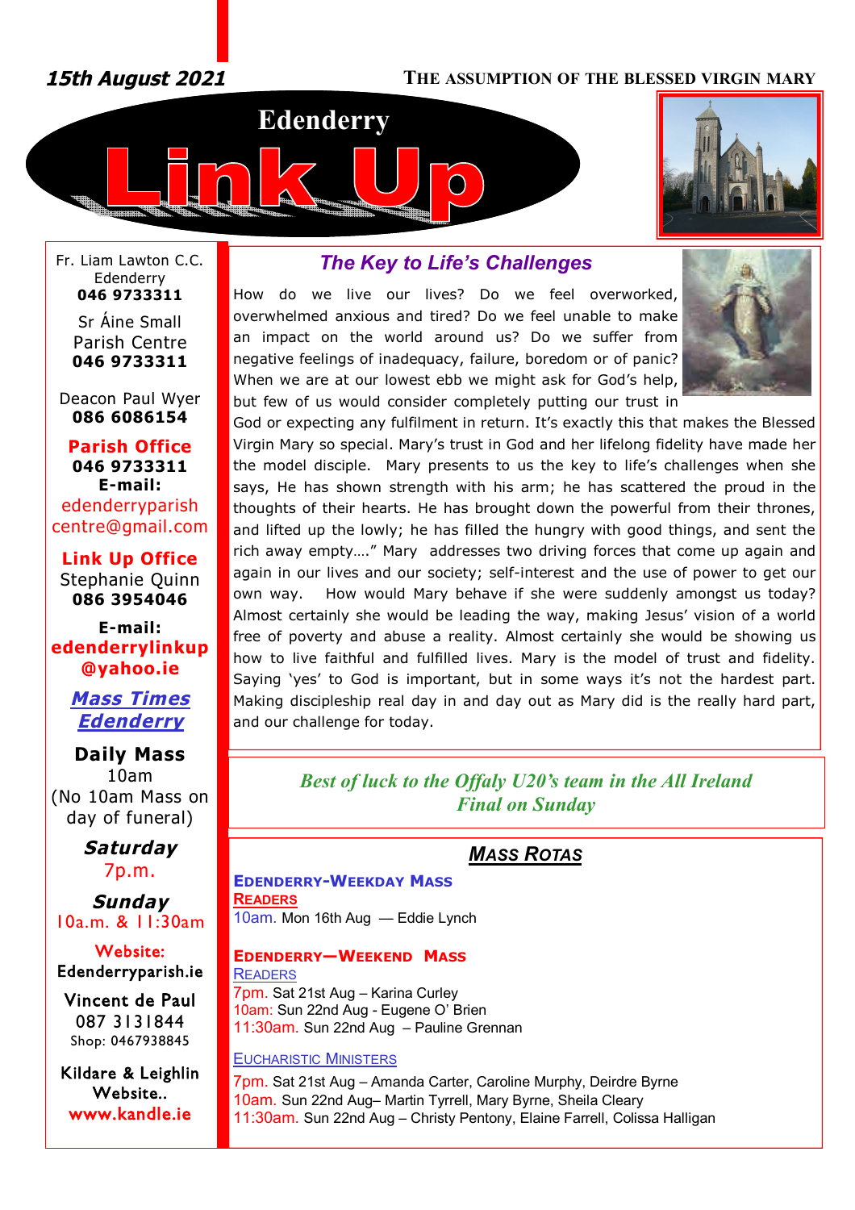*15th August 2021*

THE ASSUMPTION OF THE BLESSED VIRGIN MARY

# Edenderry Link Up

Fr. Liam Lawton C.C.
Edenderry
**046 9733311**

Sr Áine Small
Parish Centre
**046 9733311**

Deacon Paul Wyer
**086 6086154**

**Parish Office**
**046 9733311**
**E-mail:**
edenderryparish centre@gmail.com

**Link Up Office**
Stephanie Quinn
**086 3954046**

**E-mail:**
**edenderrylinkup @yahoo.ie**

***Mass Times Edenderry***

**Daily Mass**
10am
(No 10am Mass on day of funeral)

***Saturday***
7p.m.

***Sunday***
10a.m. & 11:30am

Website:
Edenderryparish.ie

Vincent de Paul
087 3131844
Shop: 0467938845

Kildare & Leighlin Website..
www.kandle.ie

## *The Key to Life's Challenges*

How do we live our lives? Do we feel overworked, overwhelmed anxious and tired? Do we feel unable to make an impact on the world around us? Do we suffer from negative feelings of inadequacy, failure, boredom or of panic? When we are at our lowest ebb we might ask for God's help, but few of us would consider completely putting our trust in God or expecting any fulfilment in return. It's exactly this that makes the Blessed Virgin Mary so special. Mary's trust in God and her lifelong fidelity have made her the model disciple. Mary presents to us the key to life's challenges when she says, He has shown strength with his arm; he has scattered the proud in the thoughts of their hearts. He has brought down the powerful from their thrones, and lifted up the lowly; he has filled the hungry with good things, and sent the rich away empty…." Mary addresses two driving forces that come up again and again in our lives and our society; self-interest and the use of power to get our own way. How would Mary behave if she were suddenly amongst us today? Almost certainly she would be leading the way, making Jesus' vision of a world free of poverty and abuse a reality. Almost certainly she would be showing us how to live faithful and fulfilled lives. Mary is the model of trust and fidelity. Saying 'yes' to God is important, but in some ways it's not the hardest part. Making discipleship real day in and day out as Mary did is the really hard part, and our challenge for today.

***Best of luck to the Offaly U20's team in the All Ireland Final on Sunday***

## *MASS ROTAS*

**EDENDERRY-WEEKDAY MASS**

**READERS**

10am. Mon 16th Aug — Eddie Lynch

**EDENDERRY—WEEKEND MASS**

READERS

7pm. Sat 21st Aug – Karina Curley
10am: Sun 22nd Aug - Eugene O' Brien
11:30am. Sun 22nd Aug – Pauline Grennan

EUCHARISTIC MINISTERS

7pm. Sat 21st Aug – Amanda Carter, Caroline Murphy, Deirdre Byrne
10am. Sun 22nd Aug– Martin Tyrrell, Mary Byrne, Sheila Cleary
11:30am. Sun 22nd Aug – Christy Pentony, Elaine Farrell, Colissa Halligan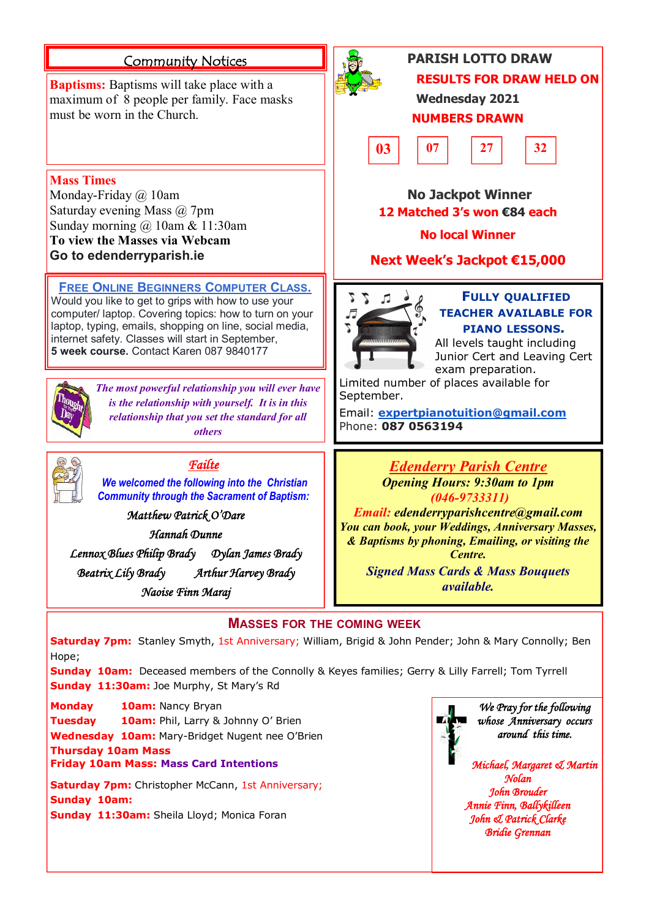## Community Notices

**Baptisms:** Baptisms will take place with a maximum of 8 people per family. Face masks must be worn in the Church.

**Mass Times**
Monday-Friday @ 10am
Saturday evening Mass @ 7pm
Sunday morning @ 10am & 11:30am
**To view the Masses via Webcam**
**Go to edenderryparish.ie**

**FREE ONLINE BEGINNERS COMPUTER CLASS.**
Would you like to get to grips with how to use your computer/ laptop. Covering topics: how to turn on your laptop, typing, emails, shopping on line, social media, internet safety. Classes will start in September,
**5 week course.** Contact Karen 087 9840177

*The most powerful relationship you will ever have is the relationship with yourself. It is in this relationship that you set the standard for all others*

### *Failte*

*We welcomed the following into the Christian Community through the Sacrament of Baptism:*

*Matthew Patrick O'Dare*
*Hannah Dunne*
*Lennox Blues Philip Brady* — *Dylan James Brady*
*Beatrix Lily Brady* — *Arthur Harvey Brady*
*Naoise Finn Maraj*

## PARISH LOTTO DRAW

**RESULTS FOR DRAW HELD ON**
**Wednesday 2021**
**NUMBERS DRAWN**

**03** **07** **27** **32**

**No Jackpot Winner**
**12 Matched 3's won €84 each**
**No local Winner**
**Next Week's Jackpot €15,000**

**FULLY QUALIFIED TEACHER AVAILABLE FOR PIANO LESSONS.**
All levels taught including Junior Cert and Leaving Cert exam preparation.
Limited number of places available for September.
Email: expertpianotuition@gmail.com
Phone: **087 0563194**

### *Edenderry Parish Centre*

***Opening Hours: 9:30am to 1pm***
***(046-9733311)***
***Email: edenderryparishcentre@gmail.com***
***You can book, your Weddings, Anniversary Masses, & Baptisms by phoning, Emailing, or visiting the Centre.***
***Signed Mass Cards & Mass Bouquets available.***

## MASSES FOR THE COMING WEEK

**Saturday 7pm:** Stanley Smyth, 1st Anniversary; William, Brigid & John Pender; John & Mary Connolly; Ben Hope;
**Sunday 10am:** Deceased members of the Connolly & Keyes families; Gerry & Lilly Farrell; Tom Tyrrell
**Sunday 11:30am:** Joe Murphy, St Mary's Rd

**Monday 10am:** Nancy Bryan
**Tuesday 10am:** Phil, Larry & Johnny O' Brien
**Wednesday 10am:** Mary-Bridget Nugent nee O'Brien
**Thursday 10am Mass**
**Friday 10am Mass: Mass Card Intentions**

**Saturday 7pm:** Christopher McCann, 1st Anniversary;
**Sunday 10am:**
**Sunday 11:30am:** Sheila Lloyd; Monica Foran

*We Pray for the following whose Anniversary occurs around this time.*

*Michael, Margaret & Martin Nolan*
*John Brouder*
*Annie Finn, Ballykilleen*
*John & Patrick Clarke*
*Bridie Grennan*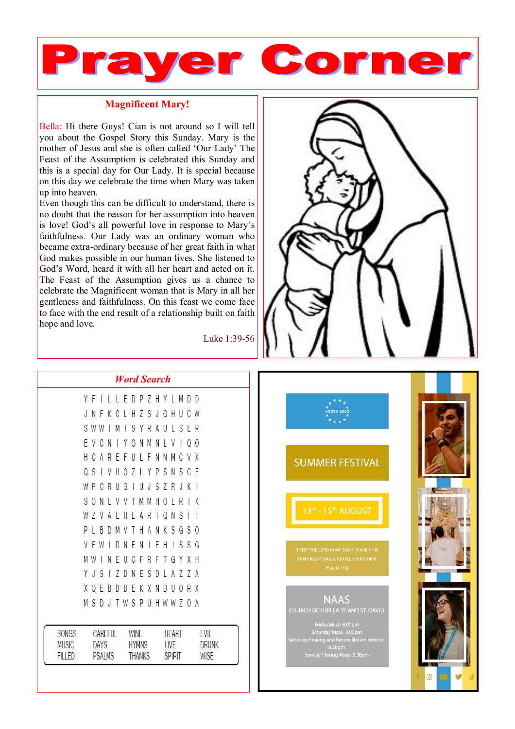# Prayer Corner

## Magnificent Mary!

Bella: Hi there Guys! Cian is not around so I will tell you about the Gospel Story this Sunday. Mary is the mother of Jesus and she is often called 'Our Lady' The Feast of the Assumption is celebrated this Sunday and this is a special day for Our Lady. It is special because on this day we celebrate the time when Mary was taken up into heaven.

Even though this can be difficult to understand, there is no doubt that the reason for her assumption into heaven is love! God's all powerful love in response to Mary's faithfulness. Our Lady was an ordinary woman who became extra-ordinary because of her great faith in what God makes possible in our human lives. She listened to God's Word, heard it with all her heart and acted on it. The Feast of the Assumption gives us a chance to celebrate the Magnificent woman that is Mary in all her gentleness and faithfulness. On this feast we come face to face with the end result of a relationship built on faith hope and love.

Luke 1:39-56

## *Word Search*

```
Y F I L L E D P Z H Y L M D D
J N F K C L H Z S J G H U C W
S W W I M T S Y R A U L S E R
E V C N I Y O N M N L V I Q O
H C A R E F U L F N N M C V X
Q S I V U O Z L Y P S N S C E
W P C R U G I U J S Z R J K I
S O N L V V T M M H O L R I K
W Z V A E H E A R T Q N S F F
P L B D M V T H A N K S G S O
V F W I R N E N I E H I S S G
M W I N E U C F R F T G Y X H
Y J S I Z D N E S D L A Z Z A
X Q E B D D E K X N D U O R X
M S D J T W S P U H W W Z O A
```

| | | | | |
|---|---|---|---|---|
| SONGS | CAREFUL | WINE | HEART | EVIL |
| MUSIC | DAYS | HYMNS | LIVE | DRUNK |
| FILLED | PSALMS | THANKS | SPIRIT | WISE |

YOUTH 2000

SUMMER FESTIVAL

13th - 15th AUGUST

'I KEEP THE LORD IN MY SIGHT, SINCE HE IS AT MY RIGHT HAND, I SHALL STAND FIRM.
PSALM 16:8

NAAS
CHURCH OF OUR LADY AND ST. DAVID

Friday Mass- 8.00pm
Saturday Mass- 3.00pm
Saturday Healing and Reconciliation Service- 8.30pm
Sunday Closing Mass- 2.30pm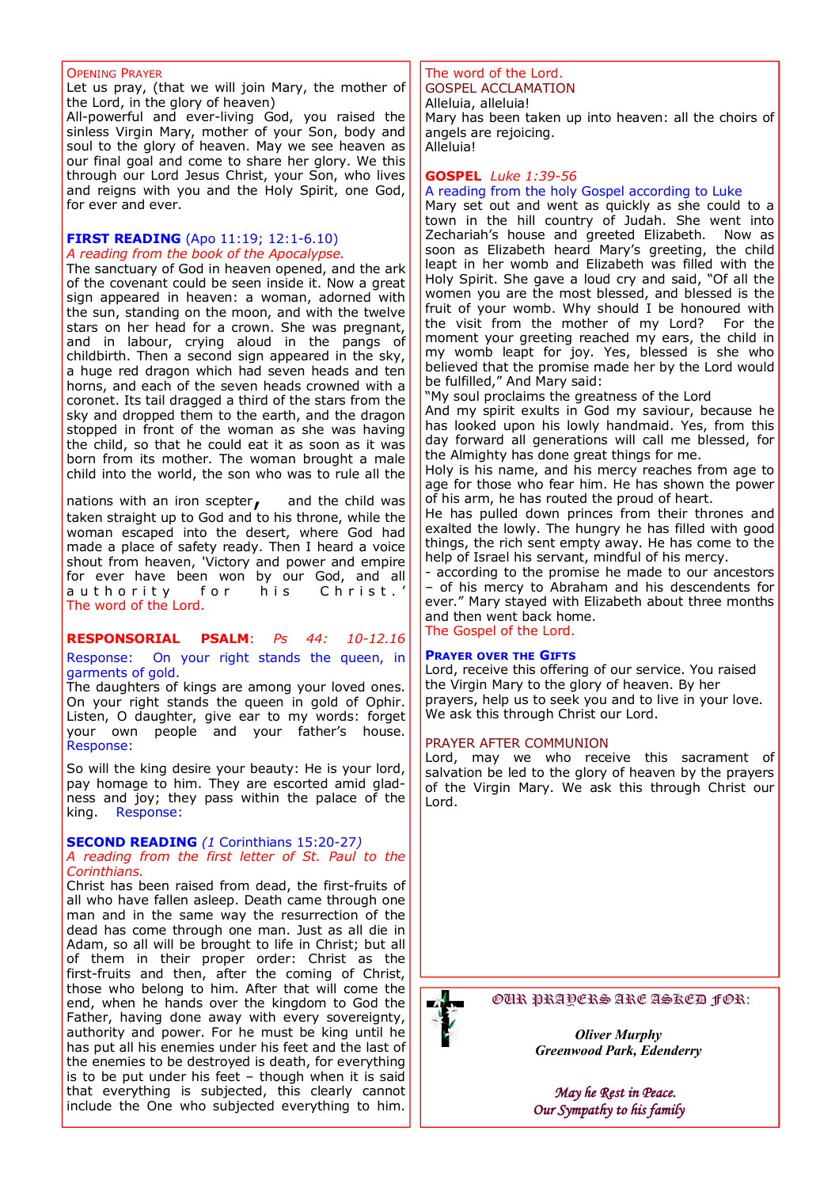### Opening Prayer

Let us pray, (that we will join Mary, the mother of the Lord, in the glory of heaven)

All-powerful and ever-living God, you raised the sinless Virgin Mary, mother of your Son, body and soul to the glory of heaven. May we see heaven as our final goal and come to share her glory. We this through our Lord Jesus Christ, your Son, who lives and reigns with you and the Holy Spirit, one God, for ever and ever.

### FIRST READING (Apo 11:19; 12:1-6.10)

*A reading from the book of the Apocalypse.*

The sanctuary of God in heaven opened, and the ark of the covenant could be seen inside it. Now a great sign appeared in heaven: a woman, adorned with the sun, standing on the moon, and with the twelve stars on her head for a crown. She was pregnant, and in labour, crying aloud in the pangs of childbirth. Then a second sign appeared in the sky, a huge red dragon which had seven heads and ten horns, and each of the seven heads crowned with a coronet. Its tail dragged a third of the stars from the sky and dropped them to the earth, and the dragon stopped in front of the woman as she was having the child, so that he could eat it as soon as it was born from its mother. The woman brought a male child into the world, the son who was to rule all the

nations with an iron scepter, and the child was taken straight up to God and to his throne, while the woman escaped into the desert, where God had made a place of safety ready. Then I heard a voice shout from heaven, 'Victory and power and empire for ever have been won by our God, and all authority for his Christ.'

The word of the Lord.

### RESPONSORIAL PSALM: *Ps 44: 10-12.16*

Response: On your right stands the queen, in garments of gold.

The daughters of kings are among your loved ones. On your right stands the queen in gold of Ophir. Listen, O daughter, give ear to my words: forget your own people and your father's house. Response:

So will the king desire your beauty: He is your lord, pay homage to him. They are escorted amid gladness and joy; they pass within the palace of the king. Response:

### SECOND READING *(1 Corinthians 15:20-27)*

*A reading from the first letter of St. Paul to the Corinthians.*

Christ has been raised from dead, the first-fruits of all who have fallen asleep. Death came through one man and in the same way the resurrection of the dead has come through one man. Just as all die in Adam, so all will be brought to life in Christ; but all of them in their proper order: Christ as the first-fruits and then, after the coming of Christ, those who belong to him. After that will come the end, when he hands over the kingdom to God the Father, having done away with every sovereignty, authority and power. For he must be king until he has put all his enemies under his feet and the last of the enemies to be destroyed is death, for everything is to be put under his feet – though when it is said that everything is subjected, this clearly cannot include the One who subjected everything to him.

The word of the Lord.

### GOSPEL ACCLAMATION

Alleluia, alleluia!

Mary has been taken up into heaven: all the choirs of angels are rejoicing.

Alleluia!

### GOSPEL *Luke 1:39-56*

A reading from the holy Gospel according to Luke

Mary set out and went as quickly as she could to a town in the hill country of Judah. She went into Zechariah's house and greeted Elizabeth. Now as soon as Elizabeth heard Mary's greeting, the child leapt in her womb and Elizabeth was filled with the Holy Spirit. She gave a loud cry and said, "Of all the women you are the most blessed, and blessed is the fruit of your womb. Why should I be honoured with the visit from the mother of my Lord? For the moment your greeting reached my ears, the child in my womb leapt for joy. Yes, blessed is she who believed that the promise made her by the Lord would be fulfilled," And Mary said:

"My soul proclaims the greatness of the Lord

And my spirit exults in God my saviour, because he has looked upon his lowly handmaid. Yes, from this day forward all generations will call me blessed, for the Almighty has done great things for me.

Holy is his name, and his mercy reaches from age to age for those who fear him. He has shown the power of his arm, he has routed the proud of heart.

He has pulled down princes from their thrones and exalted the lowly. The hungry he has filled with good things, the rich sent empty away. He has come to the help of Israel his servant, mindful of his mercy.

- according to the promise he made to our ancestors – of his mercy to Abraham and his descendents for ever." Mary stayed with Elizabeth about three months and then went back home.

The Gospel of the Lord.

### Prayer over the Gifts

Lord, receive this offering of our service. You raised the Virgin Mary to the glory of heaven. By her prayers, help us to seek you and to live in your love. We ask this through Christ our Lord.

### PRAYER AFTER COMMUNION

Lord, may we who receive this sacrament of salvation be led to the glory of heaven by the prayers of the Virgin Mary. We ask this through Christ our Lord.

### OUR PRAYERS ARE ASKED FOR:

*Oliver Murphy*
*Greenwood Park, Edenderry*

*May he Rest in Peace.*
*Our Sympathy to his family*